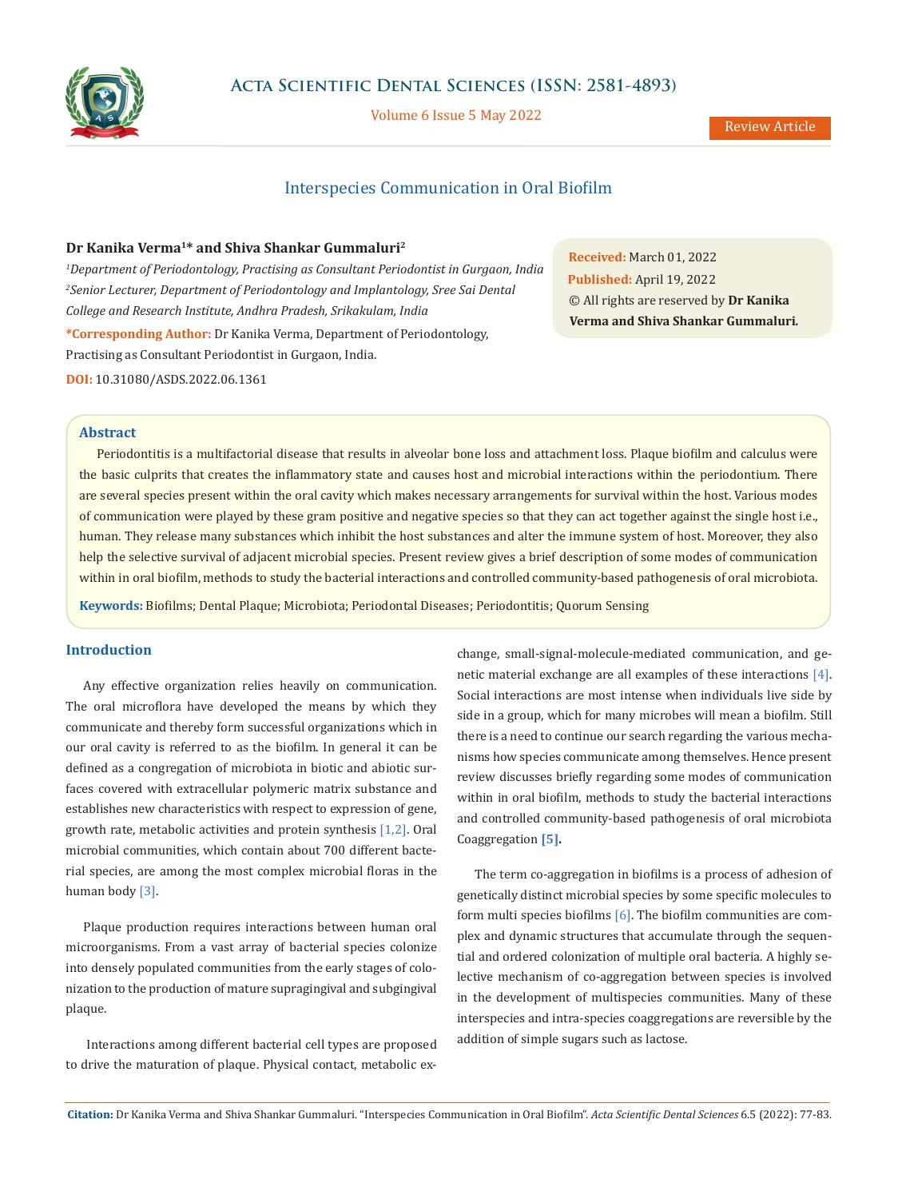# Interspecies Communication in Oral Biofilm

**Dr Kanika Verma[1]* and Shiva Shankar Gummaluri[2]**

[1]*Department of Periodontology, Practising as Consultant Periodontist in Gurgaon, India*

[2]*Senior Lecturer, Department of Periodontology and Implantology, Sree Sai Dental College and Research Institute, Andhra Pradesh, Srikakulam, India*

***Corresponding Author:** Dr Kanika Verma, Department of Periodontology, Practising as Consultant Periodontist in Gurgaon, India.

**DOI:** 10.31080/ASDS.2022.06.1361

**Received:** March 01, 2022
**Published:** April 19, 2022
© All rights are reserved by **Dr Kanika Verma and Shiva Shankar Gummaluri.**

## Abstract

Periodontitis is a multifactorial disease that results in alveolar bone loss and attachment loss. Plaque biofilm and calculus were the basic culprits that creates the inflammatory state and causes host and microbial interactions within the periodontium. There are several species present within the oral cavity which makes necessary arrangements for survival within the host. Various modes of communication were played by these gram positive and negative species so that they can act together against the single host i.e., human. They release many substances which inhibit the host substances and alter the immune system of host. Moreover, they also help the selective survival of adjacent microbial species. Present review gives a brief description of some modes of communication within in oral biofilm, methods to study the bacterial interactions and controlled community-based pathogenesis of oral microbiota.

**Keywords:** Biofilms; Dental Plaque; Microbiota; Periodontal Diseases; Periodontitis; Quorum Sensing

## Introduction

Any effective organization relies heavily on communication. The oral microflora have developed the means by which they communicate and thereby form successful organizations which in our oral cavity is referred to as the biofilm. In general it can be defined as a congregation of microbiota in biotic and abiotic surfaces covered with extracellular polymeric matrix substance and establishes new characteristics with respect to expression of gene, growth rate, metabolic activities and protein synthesis [1,2]. Oral microbial communities, which contain about 700 different bacterial species, are among the most complex microbial floras in the human body [3].

Plaque production requires interactions between human oral microorganisms. From a vast array of bacterial species colonize into densely populated communities from the early stages of colonization to the production of mature supragingival and subgingival plaque.

Interactions among different bacterial cell types are proposed to drive the maturation of plaque. Physical contact, metabolic exchange, small-signal-molecule-mediated communication, and genetic material exchange are all examples of these interactions [4]. Social interactions are most intense when individuals live side by side in a group, which for many microbes will mean a biofilm. Still there is a need to continue our search regarding the various mechanisms how species communicate among themselves. Hence present review discusses briefly regarding some modes of communication within in oral biofilm, methods to study the bacterial interactions and controlled community-based pathogenesis of oral microbiota Coaggregation **[5].**

The term co-aggregation in biofilms is a process of adhesion of genetically distinct microbial species by some specific molecules to form multi species biofilms [6]. The biofilm communities are complex and dynamic structures that accumulate through the sequential and ordered colonization of multiple oral bacteria. A highly selective mechanism of co-aggregation between species is involved in the development of multispecies communities. Many of these interspecies and intra-species coaggregations are reversible by the addition of simple sugars such as lactose.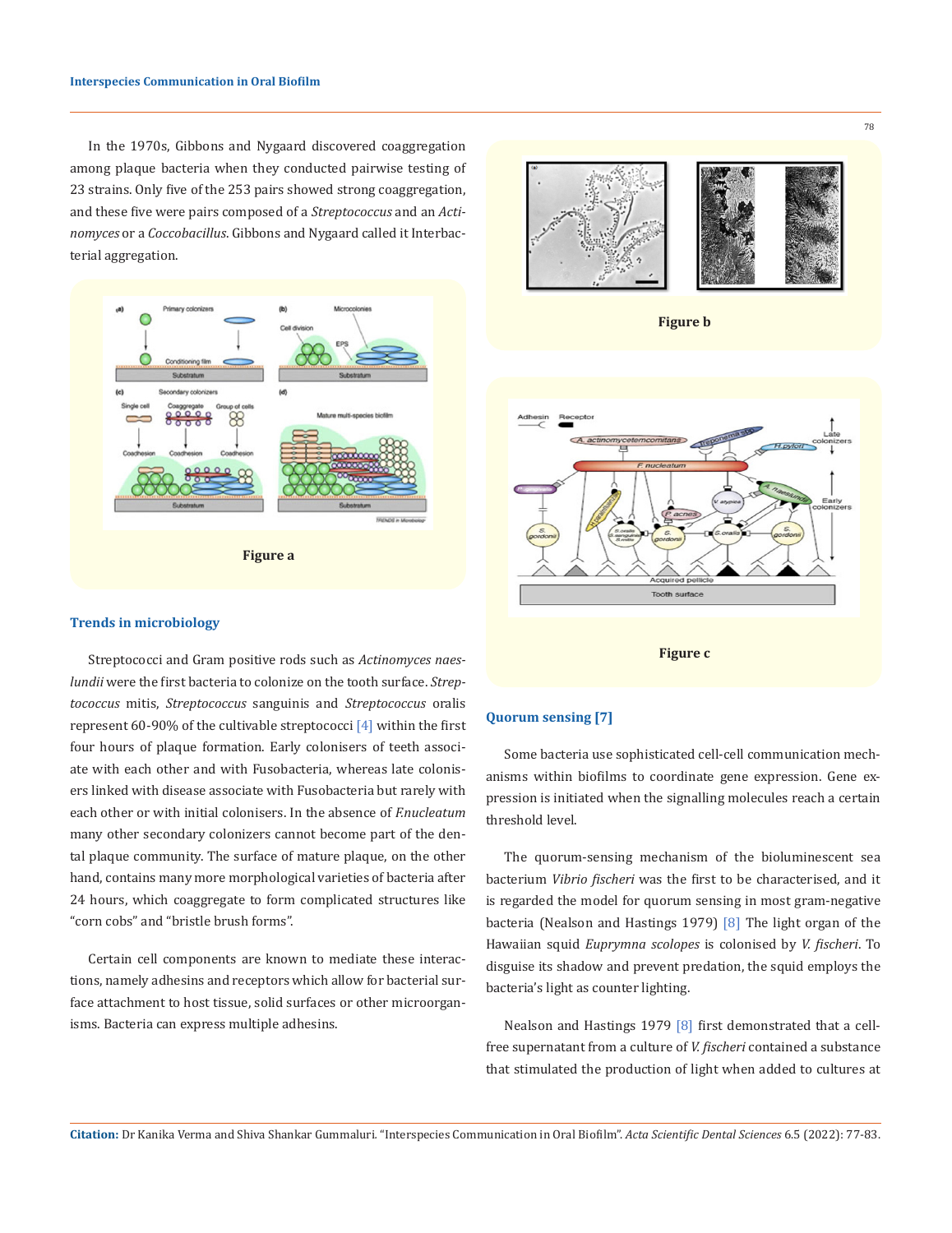In the 1970s, Gibbons and Nygaard discovered coaggregation among plaque bacteria when they conducted pairwise testing of 23 strains. Only five of the 253 pairs showed strong coaggregation, and these five were pairs composed of a *Streptococcus* and an *Actinomyces* or a *Coccobacillus*. Gibbons and Nygaard called it Interbacterial aggregation.

**Figure a**

## Trends in microbiology

Streptococci and Gram positive rods such as *Actinomyces naeslundii* were the first bacteria to colonize on the tooth surface. *Streptococcus* mitis, *Streptococcus* sanguinis and *Streptococcus* oralis represent 60-90% of the cultivable streptococci [4] within the first four hours of plaque formation. Early colonisers of teeth associate with each other and with Fusobacteria, whereas late colonisers linked with disease associate with Fusobacteria but rarely with each other or with initial colonisers. In the absence of *F.nucleatum* many other secondary colonizers cannot become part of the dental plaque community. The surface of mature plaque, on the other hand, contains many more morphological varieties of bacteria after 24 hours, which coaggregate to form complicated structures like "corn cobs" and "bristle brush forms".

Certain cell components are known to mediate these interactions, namely adhesins and receptors which allow for bacterial surface attachment to host tissue, solid surfaces or other microorganisms. Bacteria can express multiple adhesins.

**Figure b**

**Figure c**

## Quorum sensing [7]

Some bacteria use sophisticated cell-cell communication mechanisms within biofilms to coordinate gene expression. Gene expression is initiated when the signalling molecules reach a certain threshold level.

The quorum-sensing mechanism of the bioluminescent sea bacterium *Vibrio fischeri* was the first to be characterised, and it is regarded the model for quorum sensing in most gram-negative bacteria (Nealson and Hastings 1979) [8] The light organ of the Hawaiian squid *Euprymna scolopes* is colonised by *V. fischeri*. To disguise its shadow and prevent predation, the squid employs the bacteria's light as counter lighting.

Nealson and Hastings 1979 [8] first demonstrated that a cell-free supernatant from a culture of *V. fischeri* contained a substance that stimulated the production of light when added to cultures at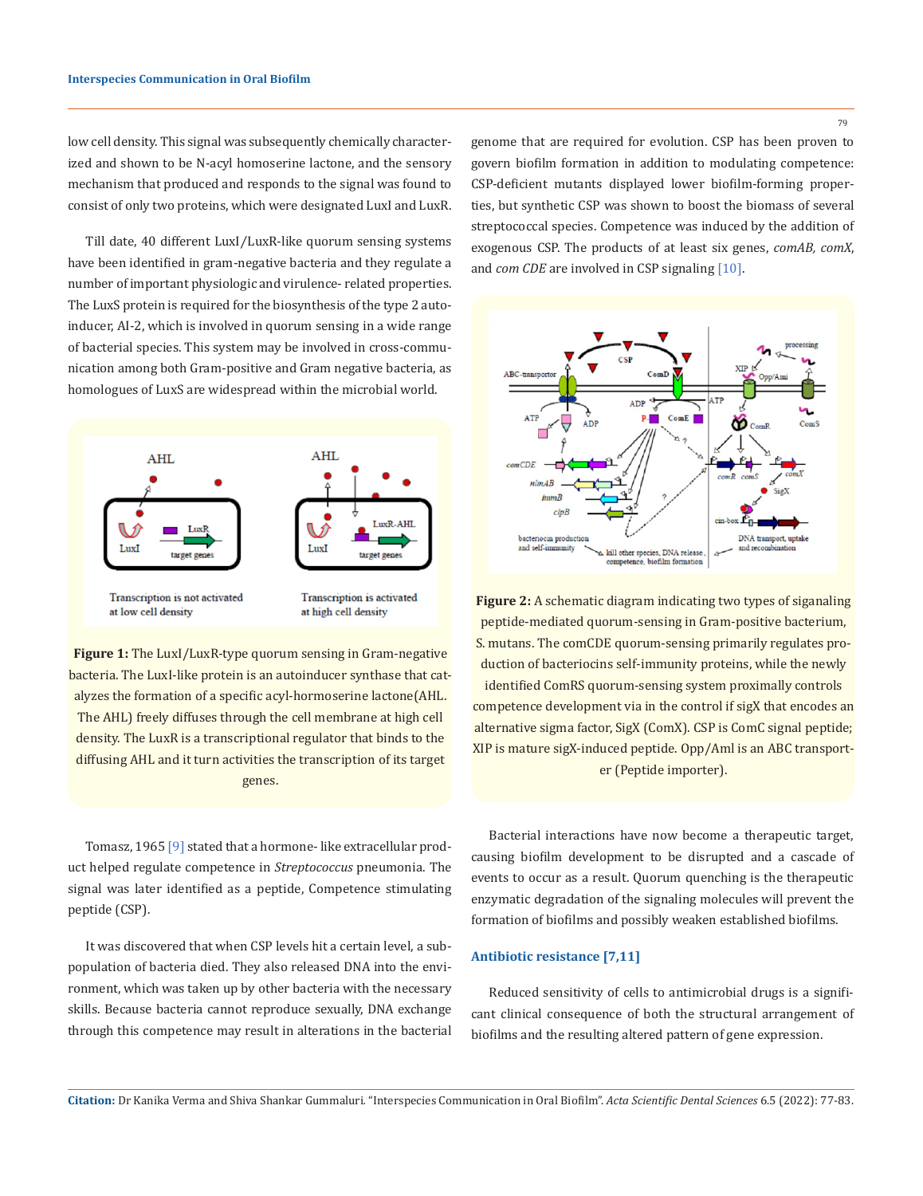low cell density. This signal was subsequently chemically characterized and shown to be N-acyl homoserine lactone, and the sensory mechanism that produced and responds to the signal was found to consist of only two proteins, which were designated LuxI and LuxR.

Till date, 40 different LuxI/LuxR-like quorum sensing systems have been identified in gram-negative bacteria and they regulate a number of important physiologic and virulence- related properties. The LuxS protein is required for the biosynthesis of the type 2 autoinducer, AI-2, which is involved in quorum sensing in a wide range of bacterial species. This system may be involved in cross-communication among both Gram-positive and Gram negative bacteria, as homologues of LuxS are widespread within the microbial world.

**Figure 1:** The LuxI/LuxR-type quorum sensing in Gram-negative bacteria. The LuxI-like protein is an autoinducer synthase that catalyzes the formation of a specific acyl-hormoserine lactone(AHL. The AHL) freely diffuses through the cell membrane at high cell density. The LuxR is a transcriptional regulator that binds to the diffusing AHL and it turn activities the transcription of its target genes.

Tomasz, 1965 [9] stated that a hormone- like extracellular product helped regulate competence in *Streptococcus* pneumonia. The signal was later identified as a peptide, Competence stimulating peptide (CSP).

It was discovered that when CSP levels hit a certain level, a subpopulation of bacteria died. They also released DNA into the environment, which was taken up by other bacteria with the necessary skills. Because bacteria cannot reproduce sexually, DNA exchange through this competence may result in alterations in the bacterial genome that are required for evolution. CSP has been proven to govern biofilm formation in addition to modulating competence: CSP-deficient mutants displayed lower biofilm-forming properties, but synthetic CSP was shown to boost the biomass of several streptococcal species. Competence was induced by the addition of exogenous CSP. The products of at least six genes, *comAB, comX*, and *com CDE* are involved in CSP signaling [10].

**Figure 2:** A schematic diagram indicating two types of siganaling peptide-mediated quorum-sensing in Gram-positive bacterium, S. mutans. The comCDE quorum-sensing primarily regulates production of bacteriocins self-immunity proteins, while the newly identified ComRS quorum-sensing system proximally controls competence development via in the control if sigX that encodes an alternative sigma factor, SigX (ComX). CSP is ComC signal peptide; XIP is mature sigX-induced peptide. Opp/Aml is an ABC transporter (Peptide importer).

Bacterial interactions have now become a therapeutic target, causing biofilm development to be disrupted and a cascade of events to occur as a result. Quorum quenching is the therapeutic enzymatic degradation of the signaling molecules will prevent the formation of biofilms and possibly weaken established biofilms.

## Antibiotic resistance [7,11]

Reduced sensitivity of cells to antimicrobial drugs is a significant clinical consequence of both the structural arrangement of biofilms and the resulting altered pattern of gene expression.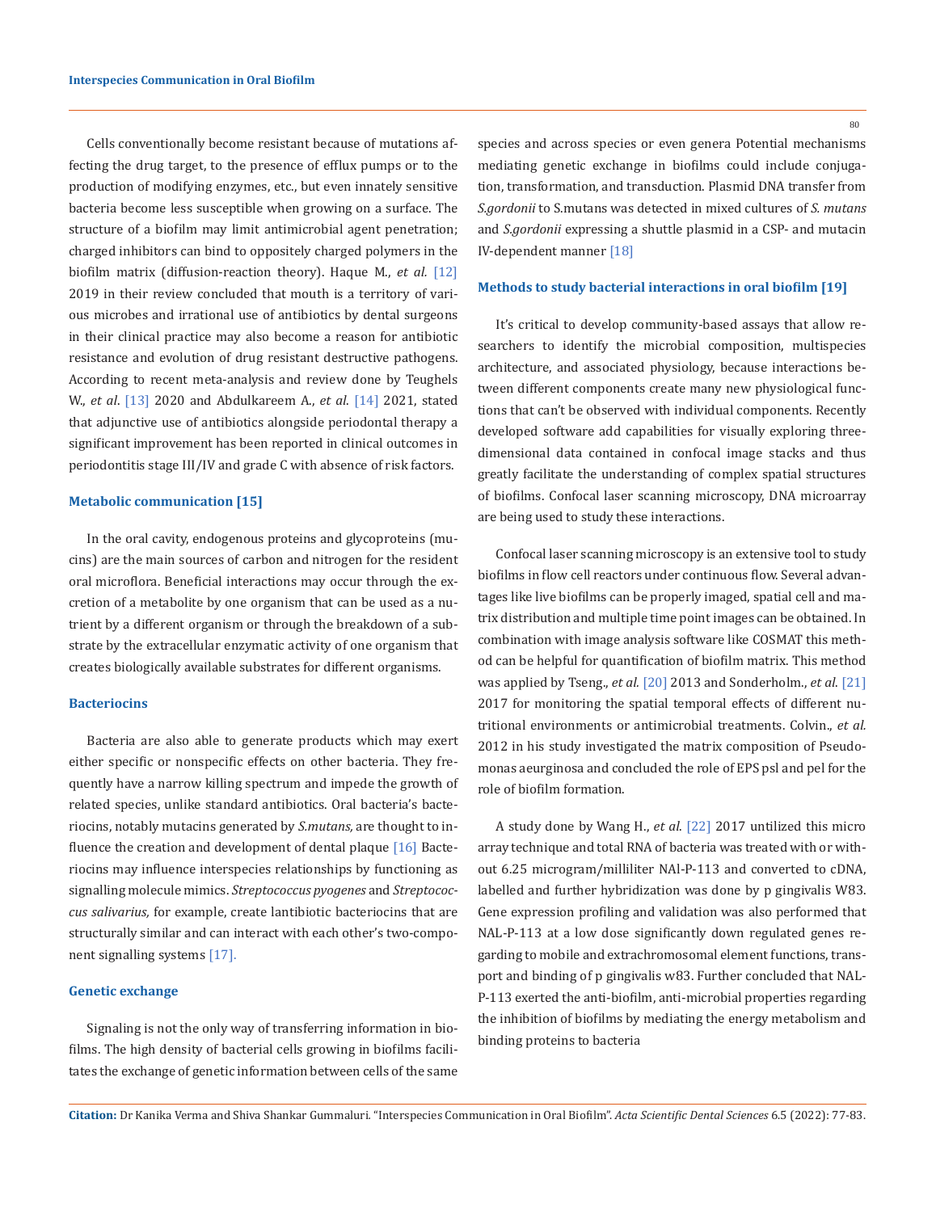Cells conventionally become resistant because of mutations affecting the drug target, to the presence of efflux pumps or to the production of modifying enzymes, etc., but even innately sensitive bacteria become less susceptible when growing on a surface. The structure of a biofilm may limit antimicrobial agent penetration; charged inhibitors can bind to oppositely charged polymers in the biofilm matrix (diffusion-reaction theory). Haque M., *et al.* [12] 2019 in their review concluded that mouth is a territory of various microbes and irrational use of antibiotics by dental surgeons in their clinical practice may also become a reason for antibiotic resistance and evolution of drug resistant destructive pathogens. According to recent meta-analysis and review done by Teughels W., *et al*. [13] 2020 and Abdulkareem A., *et al*. [14] 2021, stated that adjunctive use of antibiotics alongside periodontal therapy a significant improvement has been reported in clinical outcomes in periodontitis stage III/IV and grade C with absence of risk factors.

## Metabolic communication [15]

In the oral cavity, endogenous proteins and glycoproteins (mucins) are the main sources of carbon and nitrogen for the resident oral microflora. Beneficial interactions may occur through the excretion of a metabolite by one organism that can be used as a nutrient by a different organism or through the breakdown of a substrate by the extracellular enzymatic activity of one organism that creates biologically available substrates for different organisms.

## Bacteriocins

Bacteria are also able to generate products which may exert either specific or nonspecific effects on other bacteria. They frequently have a narrow killing spectrum and impede the growth of related species, unlike standard antibiotics. Oral bacteria's bacteriocins, notably mutacins generated by *S.mutans,* are thought to influence the creation and development of dental plaque [16] Bacteriocins may influence interspecies relationships by functioning as signalling molecule mimics. *Streptococcus pyogenes* and *Streptococcus salivarius,* for example, create lantibiotic bacteriocins that are structurally similar and can interact with each other's two-component signalling systems [17].

## Genetic exchange

Signaling is not the only way of transferring information in biofilms. The high density of bacterial cells growing in biofilms facilitates the exchange of genetic information between cells of the same species and across species or even genera Potential mechanisms mediating genetic exchange in biofilms could include conjugation, transformation, and transduction. Plasmid DNA transfer from *S.gordonii* to S.mutans was detected in mixed cultures of *S. mutans* and *S.gordonii* expressing a shuttle plasmid in a CSP- and mutacin IV-dependent manner [18]

## Methods to study bacterial interactions in oral biofilm [19]

It's critical to develop community-based assays that allow researchers to identify the microbial composition, multispecies architecture, and associated physiology, because interactions between different components create many new physiological functions that can't be observed with individual components. Recently developed software add capabilities for visually exploring three-dimensional data contained in confocal image stacks and thus greatly facilitate the understanding of complex spatial structures of biofilms. Confocal laser scanning microscopy, DNA microarray are being used to study these interactions.

Confocal laser scanning microscopy is an extensive tool to study biofilms in flow cell reactors under continuous flow. Several advantages like live biofilms can be properly imaged, spatial cell and matrix distribution and multiple time point images can be obtained. In combination with image analysis software like COSMAT this method can be helpful for quantification of biofilm matrix. This method was applied by Tseng., *et al*. [20] 2013 and Sonderholm., *et al*. [21] 2017 for monitoring the spatial temporal effects of different nutritional environments or antimicrobial treatments. Colvin., *et al.* 2012 in his study investigated the matrix composition of Pseudomonas aeurginosa and concluded the role of EPS psl and pel for the role of biofilm formation.

A study done by Wang H., *et al*. [22] 2017 utilized this micro array technique and total RNA of bacteria was treated with or without 6.25 microgram/milliliter NAl-P-113 and converted to cDNA, labelled and further hybridization was done by p gingivalis W83. Gene expression profiling and validation was also performed that NAL-P-113 at a low dose significantly down regulated genes regarding to mobile and extrachromosomal element functions, transport and binding of p gingivalis w83. Further concluded that NAL-P-113 exerted the anti-biofilm, anti-microbial properties regarding the inhibition of biofilms by mediating the energy metabolism and binding proteins to bacteria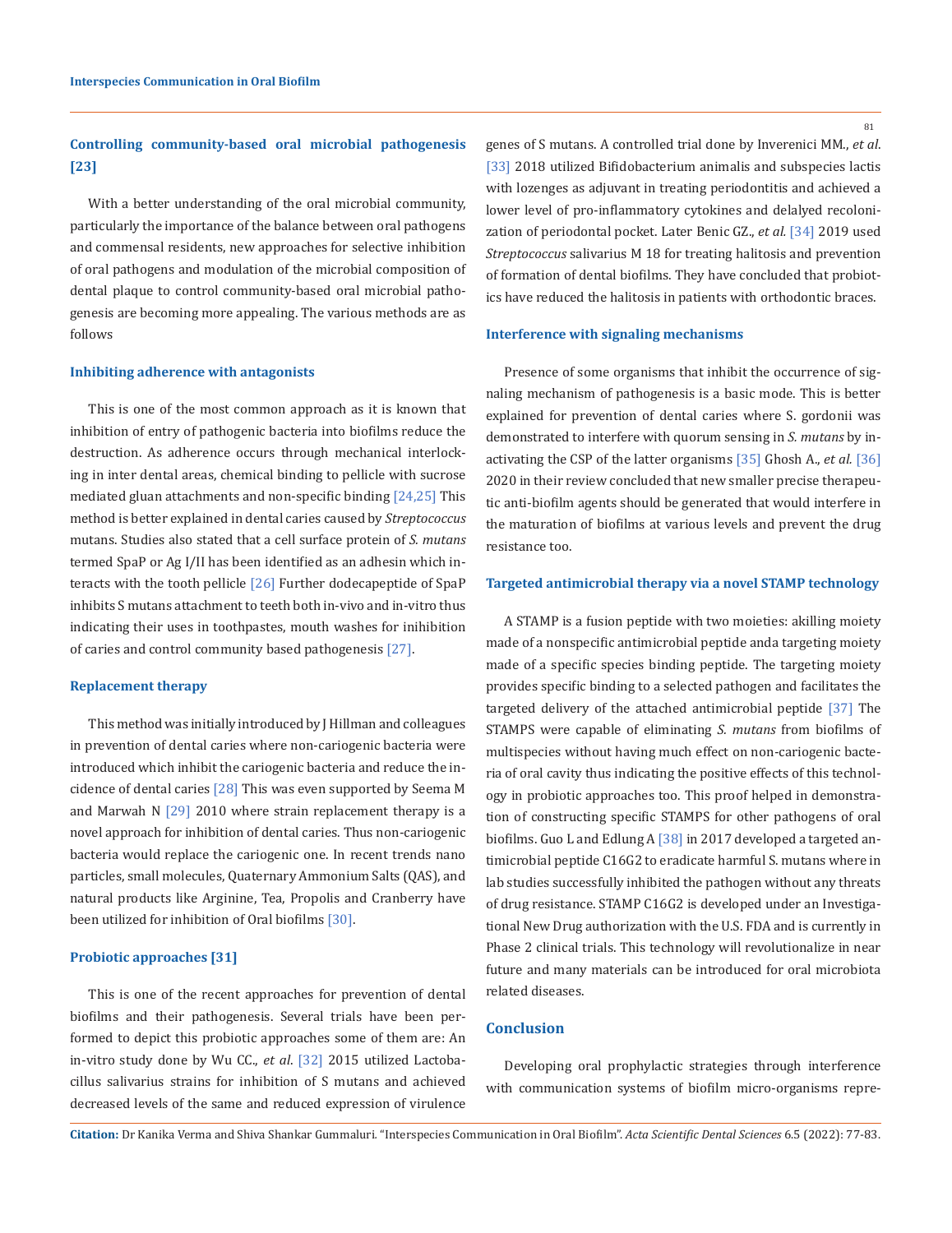### Controlling community-based oral microbial pathogenesis [23]

With a better understanding of the oral microbial community, particularly the importance of the balance between oral pathogens and commensal residents, new approaches for selective inhibition of oral pathogens and modulation of the microbial composition of dental plaque to control community-based oral microbial pathogenesis are becoming more appealing. The various methods are as follows

#### Inhibiting adherence with antagonists

This is one of the most common approach as it is known that inhibition of entry of pathogenic bacteria into biofilms reduce the destruction. As adherence occurs through mechanical interlocking in inter dental areas, chemical binding to pellicle with sucrose mediated gluan attachments and non-specific binding [24,25] This method is better explained in dental caries caused by *Streptococcus* mutans. Studies also stated that a cell surface protein of *S. mutans* termed SpaP or Ag I/II has been identified as an adhesin which interacts with the tooth pellicle [26] Further dodecapeptide of SpaP inhibits S mutans attachment to teeth both in-vivo and in-vitro thus indicating their uses in toothpastes, mouth washes for inihibition of caries and control community based pathogenesis [27].

#### Replacement therapy

This method was initially introduced by J Hillman and colleagues in prevention of dental caries where non-cariogenic bacteria were introduced which inhibit the cariogenic bacteria and reduce the incidence of dental caries [28] This was even supported by Seema M and Marwah N [29] 2010 where strain replacement therapy is a novel approach for inhibition of dental caries. Thus non-cariogenic bacteria would replace the cariogenic one. In recent trends nano particles, small molecules, Quaternary Ammonium Salts (QAS), and natural products like Arginine, Tea, Propolis and Cranberry have been utilized for inhibition of Oral biofilms [30].

#### Probiotic approaches [31]

This is one of the recent approaches for prevention of dental biofilms and their pathogenesis. Several trials have been performed to depict this probiotic approaches some of them are: An in-vitro study done by Wu CC., *et al*. [32] 2015 utilized Lactobacillus salivarius strains for inhibition of S mutans and achieved decreased levels of the same and reduced expression of virulence genes of S mutans. A controlled trial done by Inverenici MM., *et al*. [33] 2018 utilized Bifidobacterium animalis and subspecies lactis with lozenges as adjuvant in treating periodontitis and achieved a lower level of pro-inflammatory cytokines and delalyed recolonization of periodontal pocket. Later Benic GZ., *et al*. [34] 2019 used *Streptococcus* salivarius M 18 for treating halitosis and prevention of formation of dental biofilms. They have concluded that probiotics have reduced the halitosis in patients with orthodontic braces.

#### Interference with signaling mechanisms

Presence of some organisms that inhibit the occurrence of signaling mechanism of pathogenesis is a basic mode. This is better explained for prevention of dental caries where S. gordonii was demonstrated to interfere with quorum sensing in *S. mutans* by inactivating the CSP of the latter organisms [35] Ghosh A., *et al.* [36] 2020 in their review concluded that new smaller precise therapeutic anti-biofilm agents should be generated that would interfere in the maturation of biofilms at various levels and prevent the drug resistance too.

#### Targeted antimicrobial therapy via a novel STAMP technology

A STAMP is a fusion peptide with two moieties: akilling moiety made of a nonspecific antimicrobial peptide anda targeting moiety made of a specific species binding peptide. The targeting moiety provides specific binding to a selected pathogen and facilitates the targeted delivery of the attached antimicrobial peptide [37] The STAMPS were capable of eliminating *S. mutans* from biofilms of multispecies without having much effect on non-cariogenic bacteria of oral cavity thus indicating the positive effects of this technology in probiotic approaches too. This proof helped in demonstration of constructing specific STAMPS for other pathogens of oral biofilms. Guo L and Edlung A [38] in 2017 developed a targeted antimicrobial peptide C16G2 to eradicate harmful S. mutans where in lab studies successfully inhibited the pathogen without any threats of drug resistance. STAMP C16G2 is developed under an Investigational New Drug authorization with the U.S. FDA and is currently in Phase 2 clinical trials. This technology will revolutionalize in near future and many materials can be introduced for oral microbiota related diseases.

## Conclusion

Developing oral prophylactic strategies through interference with communication systems of biofilm micro-organisms repre-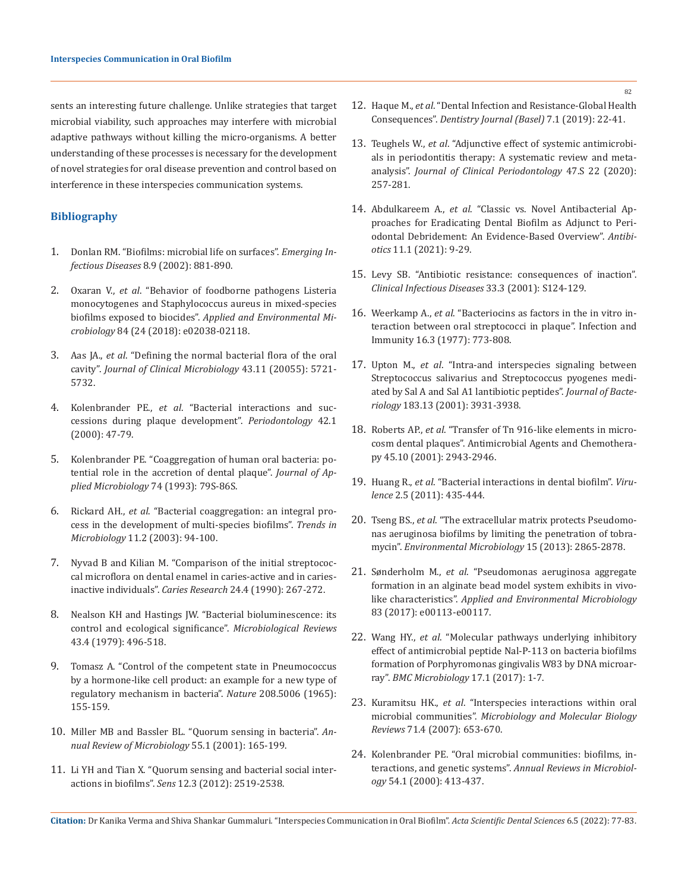sents an interesting future challenge. Unlike strategies that target microbial viability, such approaches may interfere with microbial adaptive pathways without killing the micro-organisms. A better understanding of these processes is necessary for the development of novel strategies for oral disease prevention and control based on interference in these interspecies communication systems.

## Bibliography

1. Donlan RM. "Biofilms: microbial life on surfaces". *Emerging Infectious Diseases* 8.9 (2002): 881-890.
2. Oxaran V., *et al*. "Behavior of foodborne pathogens Listeria monocytogenes and Staphylococcus aureus in mixed-species biofilms exposed to biocides". *Applied and Environmental Microbiology* 84 (24 (2018): e02038-02118.
3. Aas JA., *et al*. "Defining the normal bacterial flora of the oral cavity". *Journal of Clinical Microbiology* 43.11 (20055): 5721-5732.
4. Kolenbrander PE., *et al*. "Bacterial interactions and successions during plaque development". *Periodontology* 42.1 (2000): 47-79.
5. Kolenbrander PE. "Coaggregation of human oral bacteria: potential role in the accretion of dental plaque". *Journal of Applied Microbiology* 74 (1993): 79S-86S.
6. Rickard AH., *et al*. "Bacterial coaggregation: an integral process in the development of multi-species biofilms". *Trends in Microbiology* 11.2 (2003): 94-100.
7. Nyvad B and Kilian M. "Comparison of the initial streptococcal microflora on dental enamel in caries-active and in caries-inactive individuals". *Caries Research* 24.4 (1990): 267-272.
8. Nealson KH and Hastings JW. "Bacterial bioluminescence: its control and ecological significance". *Microbiological Reviews* 43.4 (1979): 496-518.
9. Tomasz A. "Control of the competent state in Pneumococcus by a hormone-like cell product: an example for a new type of regulatory mechanism in bacteria". *Nature* 208.5006 (1965): 155-159.
10. Miller MB and Bassler BL. "Quorum sensing in bacteria". *Annual Review of Microbiology* 55.1 (2001): 165-199.
11. Li YH and Tian X. "Quorum sensing and bacterial social interactions in biofilms". *Sens* 12.3 (2012): 2519-2538.
12. Haque M., *et al*. "Dental Infection and Resistance-Global Health Consequences". *Dentistry Journal (Basel)* 7.1 (2019): 22-41.
13. Teughels W., *et al*. "Adjunctive effect of systemic antimicrobials in periodontitis therapy: A systematic review and meta-analysis". *Journal of Clinical Periodontology* 47.S 22 (2020): 257-281.
14. Abdulkareem A., *et al*. "Classic vs. Novel Antibacterial Approaches for Eradicating Dental Biofilm as Adjunct to Periodontal Debridement: An Evidence-Based Overview". *Antibiotics* 11.1 (2021): 9-29.
15. Levy SB. "Antibiotic resistance: consequences of inaction". *Clinical Infectious Diseases* 33.3 (2001): S124-129.
16. Weerkamp A., *et al*. "Bacteriocins as factors in the in vitro interaction between oral streptococci in plaque". Infection and Immunity 16.3 (1977): 773-808.
17. Upton M., *et al*. "Intra-and interspecies signaling between Streptococcus salivarius and Streptococcus pyogenes mediated by Sal A and Sal A1 lantibiotic peptides". *Journal of Bacteriology* 183.13 (2001): 3931-3938.
18. Roberts AP., *et al*. "Transfer of Tn 916-like elements in microcosm dental plaques". Antimicrobial Agents and Chemotherapy 45.10 (2001): 2943-2946.
19. Huang R., *et al*. "Bacterial interactions in dental biofilm". *Virulence* 2.5 (2011): 435-444.
20. Tseng BS., *et al*. "The extracellular matrix protects Pseudomonas aeruginosa biofilms by limiting the penetration of tobramycin". *Environmental Microbiology* 15 (2013): 2865-2878.
21. Sønderholm M., *et al*. "Pseudomonas aeruginosa aggregate formation in an alginate bead model system exhibits in vivo-like characteristics". *Applied and Environmental Microbiology* 83 (2017): e00113-e00117.
22. Wang HY., *et al*. "Molecular pathways underlying inhibitory effect of antimicrobial peptide Nal-P-113 on bacteria biofilms formation of Porphyromonas gingivalis W83 by DNA microarray". *BMC Microbiology* 17.1 (2017): 1-7.
23. Kuramitsu HK., *et al*. "Interspecies interactions within oral microbial communities". *Microbiology and Molecular Biology Reviews* 71.4 (2007): 653-670.
24. Kolenbrander PE. "Oral microbial communities: biofilms, interactions, and genetic systems". *Annual Reviews in Microbiology* 54.1 (2000): 413-437.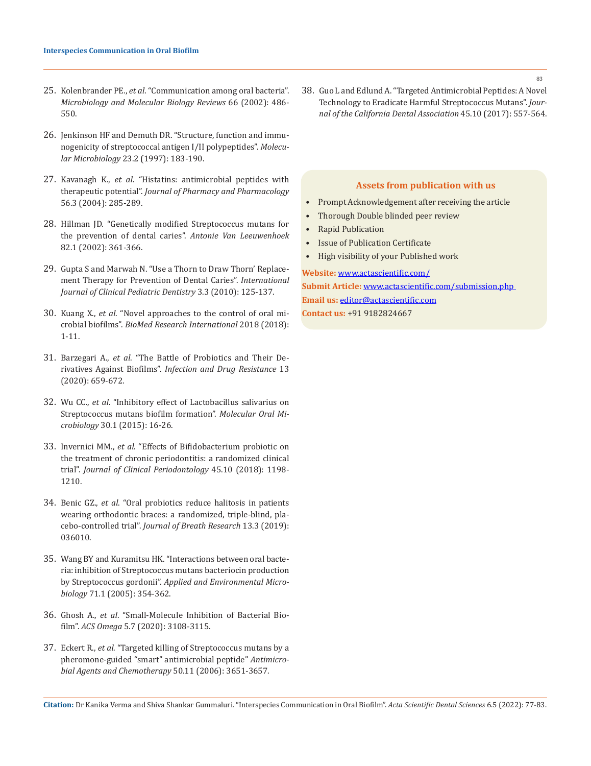25. Kolenbrander PE., *et al*. "Communication among oral bacteria". *Microbiology and Molecular Biology Reviews* 66 (2002): 486-550.

26. Jenkinson HF and Demuth DR. "Structure, function and immunogenicity of streptococcal antigen I/II polypeptides". *Molecular Microbiology* 23.2 (1997): 183-190.

27. Kavanagh K., *et al*. "Histatins: antimicrobial peptides with therapeutic potential". *Journal of Pharmacy and Pharmacology* 56.3 (2004): 285-289.

28. Hillman JD. "Genetically modified Streptococcus mutans for the prevention of dental caries". *Antonie Van Leeuwenhoek* 82.1 (2002): 361-366.

29. Gupta S and Marwah N. "Use a Thorn to Draw Thorn' Replacement Therapy for Prevention of Dental Caries". *International Journal of Clinical Pediatric Dentistry* 3.3 (2010): 125-137.

30. Kuang X., *et al*. "Novel approaches to the control of oral microbial biofilms". *BioMed Research International* 2018 (2018): 1-11.

31. Barzegari A., *et al*. "The Battle of Probiotics and Their Derivatives Against Biofilms". *Infection and Drug Resistance* 13 (2020): 659-672.

32. Wu CC., *et al*. "Inhibitory effect of Lactobacillus salivarius on Streptococcus mutans biofilm formation". *Molecular Oral Microbiology* 30.1 (2015): 16-26.

33. Invernici MM., *et al*. "Effects of Bifidobacterium probiotic on the treatment of chronic periodontitis: a randomized clinical trial". *Journal of Clinical Periodontology* 45.10 (2018): 1198-1210.

34. Benic GZ., *et al*. "Oral probiotics reduce halitosis in patients wearing orthodontic braces: a randomized, triple-blind, placebo-controlled trial". *Journal of Breath Research* 13.3 (2019): 036010.

35. Wang BY and Kuramitsu HK. "Interactions between oral bacteria: inhibition of Streptococcus mutans bacteriocin production by Streptococcus gordonii". *Applied and Environmental Microbiology* 71.1 (2005): 354-362.

36. Ghosh A., *et al*. "Small-Molecule Inhibition of Bacterial Biofilm". *ACS Omega* 5.7 (2020): 3108-3115.

37. Eckert R., *et al*. "Targeted killing of Streptococcus mutans by a pheromone-guided "smart" antimicrobial peptide" *Antimicrobial Agents and Chemotherapy* 50.11 (2006): 3651-3657.

38. Guo L and Edlund A. "Targeted Antimicrobial Peptides: A Novel Technology to Eradicate Harmful Streptococcus Mutans". *Journal of the California Dental Association* 45.10 (2017): 557-564.

**Assets from publication with us**

- Prompt Acknowledgement after receiving the article
- Thorough Double blinded peer review
- Rapid Publication
- Issue of Publication Certificate
- High visibility of your Published work

**Website:** www.actascientific.com/

**Submit Article:** www.actascientific.com/submission.php

**Email us:** editor@actascientific.com

**Contact us:** +91 9182824667